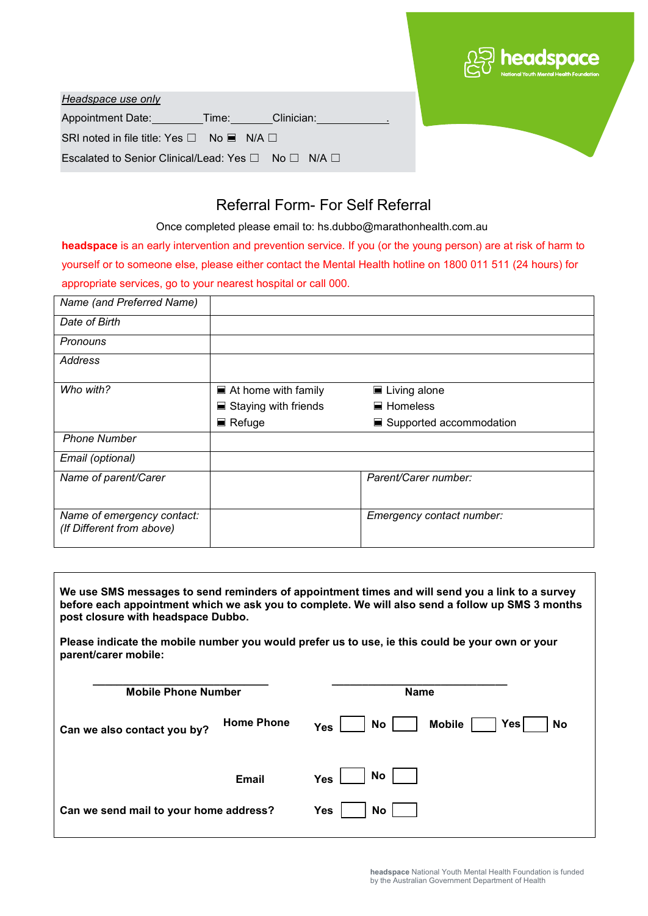headspace
National Youth Mental Health Foundation

*Headspace use only*

Appointment Date:\_\_\_\_\_\_\_\_\_Time:\_\_\_\_\_\_\_Clinician:\_\_\_\_\_\_\_\_\_\_\_\_.

SRI noted in file title: Yes ☐ No ■ N/A ☐

Escalated to Senior Clinical/Lead: Yes ☐ No ☐ N/A ☐

# Referral Form- For Self Referral

Once completed please email to: hs.dubbo@marathonhealth.com.au

**headspace** is an early intervention and prevention service. If you (or the young person) are at risk of harm to yourself or to someone else, please either contact the Mental Health hotline on 1800 011 511 (24 hours) for appropriate services, go to your nearest hospital or call 000.

| *Name (and Preferred Name)* | | | |
|---|---|---|---|
| *Date of Birth* | | | |
| *Pronouns* | | | |
| *Address* | | | |
| *Who with?* | ■ At home with family<br>■ Staying with friends<br>■ Refuge | ■ Living alone<br>■ Homeless<br>■ Supported accommodation | |
| *Phone Number* | | | |
| *Email (optional)* | | | |
| *Name of parent/Carer* | | *Parent/Carer number:* | |
| *Name of emergency contact: (If Different from above)* | | *Emergency contact number:* | |

**We use SMS messages to send reminders of appointment times and will send you a link to a survey before each appointment which we ask you to complete. We will also send a follow up SMS 3 months post closure with headspace Dubbo.**

**Please indicate the mobile number you would prefer us to use, ie this could be your own or your parent/carer mobile:**

\_\_\_\_\_\_\_\_\_\_\_\_\_\_\_\_\_\_\_\_\_\_\_\_\_\_\_ **Mobile Phone Number** \_\_\_\_\_\_\_\_\_\_\_\_\_\_\_\_\_\_\_\_\_\_\_\_\_\_\_ **Name**

**Can we also contact you by?** **Home Phone** **Yes** ☐ **No** ☐ **Mobile** ☐ **Yes** ☐ **No**

**Email** **Yes** ☐ **No** ☐

**Can we send mail to your home address?** **Yes** ☐ **No** ☐

**headspace** National Youth Mental Health Foundation is funded by the Australian Government Department of Health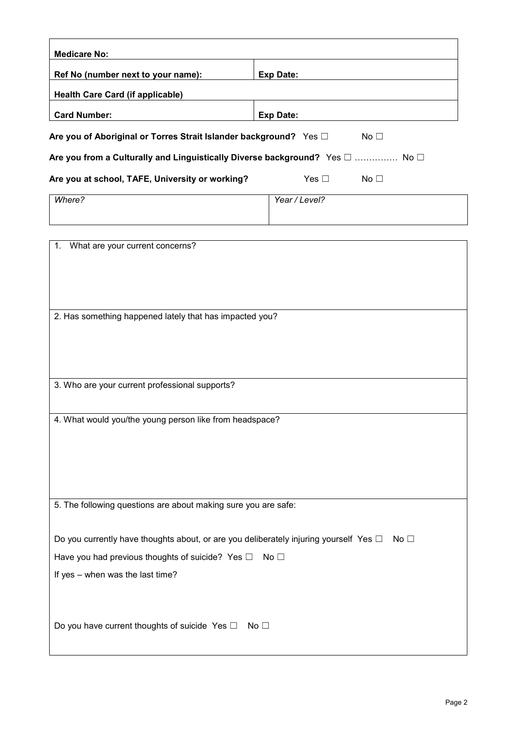| **Medicare No:** | |
|---|---|
| **Ref No (number next to your name):** | **Exp Date:** |
| **Health Care Card (if applicable)** | |
| **Card Number:** | **Exp Date:** |

**Are you of Aboriginal or Torres Strait Islander background?** Yes ☐ No ☐

**Are you from a Culturally and Linguistically Diverse background?** Yes ☐ …………… No ☐

**Are you at school, TAFE, University or working?** Yes ☐ No ☐

| *Where?* | *Year / Level?* |
|---|---|
| | |

1. What are your current concerns?

2. Has something happened lately that has impacted you?

3. Who are your current professional supports?

4. What would you/the young person like from headspace?

5. The following questions are about making sure you are safe:

Do you currently have thoughts about, or are you deliberately injuring yourself Yes ☐ No ☐

Have you had previous thoughts of suicide? Yes ☐ No ☐

If yes – when was the last time?

Do you have current thoughts of suicide Yes ☐ No ☐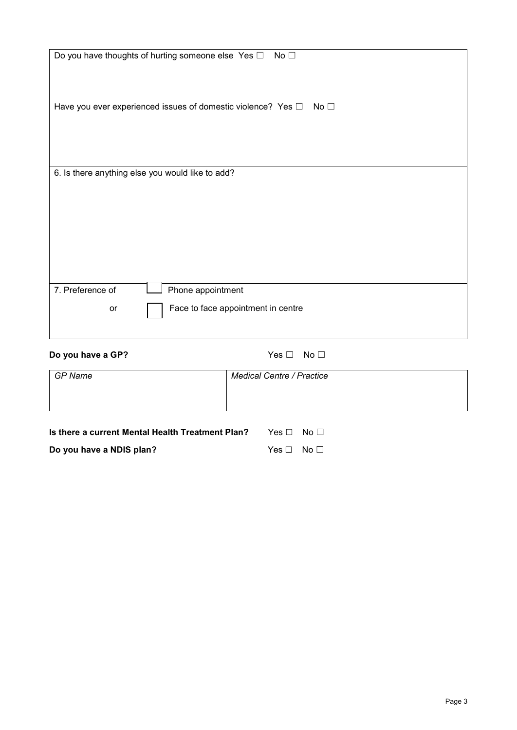Do you have thoughts of hurting someone else Yes ☐ No ☐

Have you ever experienced issues of domestic violence? Yes ☐ No ☐

6. Is there anything else you would like to add?

7. Preference of ☐ Phone appointment

or ☐ Face to face appointment in centre

**Do you have a GP?** Yes ☐ No ☐

| *GP Name* | *Medical Centre / Practice* |
|---|---|
| | |

**Is there a current Mental Health Treatment Plan?** Yes ☐ No ☐

**Do you have a NDIS plan?** Yes ☐ No ☐